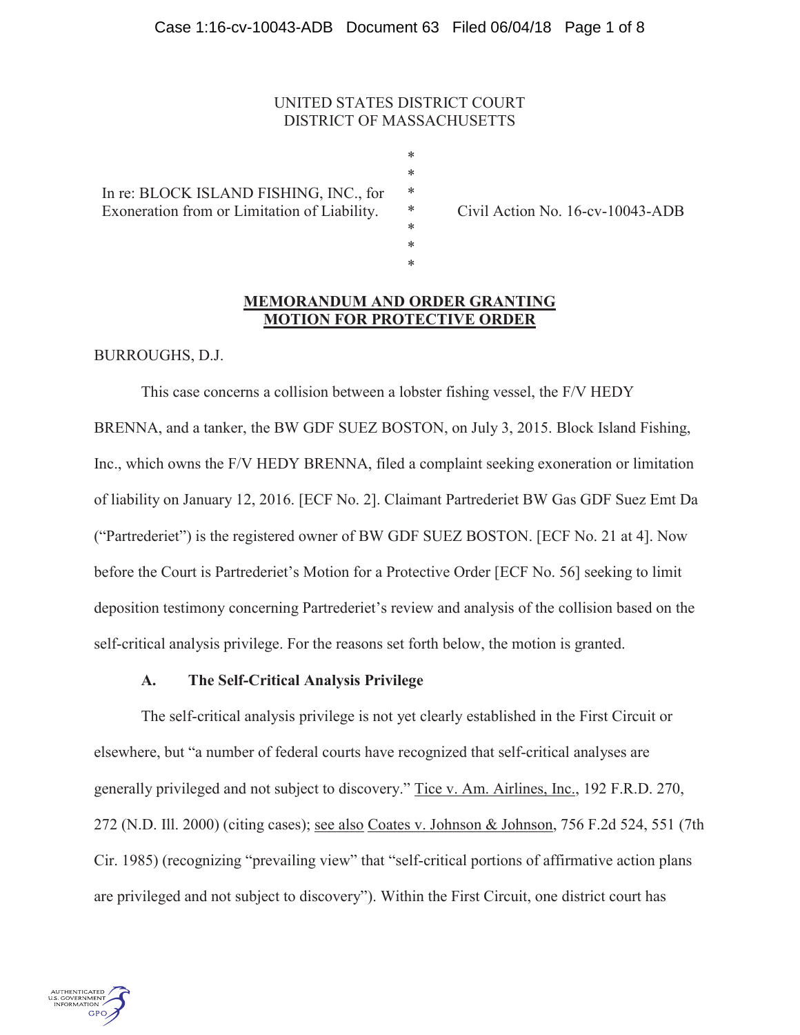UNITED STATES DISTRICT COURT
DISTRICT OF MASSACHUSETTS

In re: BLOCK ISLAND FISHING, INC., for Exoneration from or Limitation of Liability.

Civil Action No. 16-cv-10043-ADB

**MEMORANDUM AND ORDER GRANTING MOTION FOR PROTECTIVE ORDER**

BURROUGHS, D.J.

This case concerns a collision between a lobster fishing vessel, the F/V HEDY BRENNA, and a tanker, the BW GDF SUEZ BOSTON, on July 3, 2015. Block Island Fishing, Inc., which owns the F/V HEDY BRENNA, filed a complaint seeking exoneration or limitation of liability on January 12, 2016. [ECF No. 2]. Claimant Partrederiet BW Gas GDF Suez Emt Da ("Partrederiet") is the registered owner of BW GDF SUEZ BOSTON. [ECF No. 21 at 4]. Now before the Court is Partrederiet's Motion for a Protective Order [ECF No. 56] seeking to limit deposition testimony concerning Partrederiet's review and analysis of the collision based on the self-critical analysis privilege. For the reasons set forth below, the motion is granted.

### A. The Self-Critical Analysis Privilege

The self-critical analysis privilege is not yet clearly established in the First Circuit or elsewhere, but "a number of federal courts have recognized that self-critical analyses are generally privileged and not subject to discovery." Tice v. Am. Airlines, Inc., 192 F.R.D. 270, 272 (N.D. Ill. 2000) (citing cases); see also Coates v. Johnson & Johnson, 756 F.2d 524, 551 (7th Cir. 1985) (recognizing "prevailing view" that "self-critical portions of affirmative action plans are privileged and not subject to discovery"). Within the First Circuit, one district court has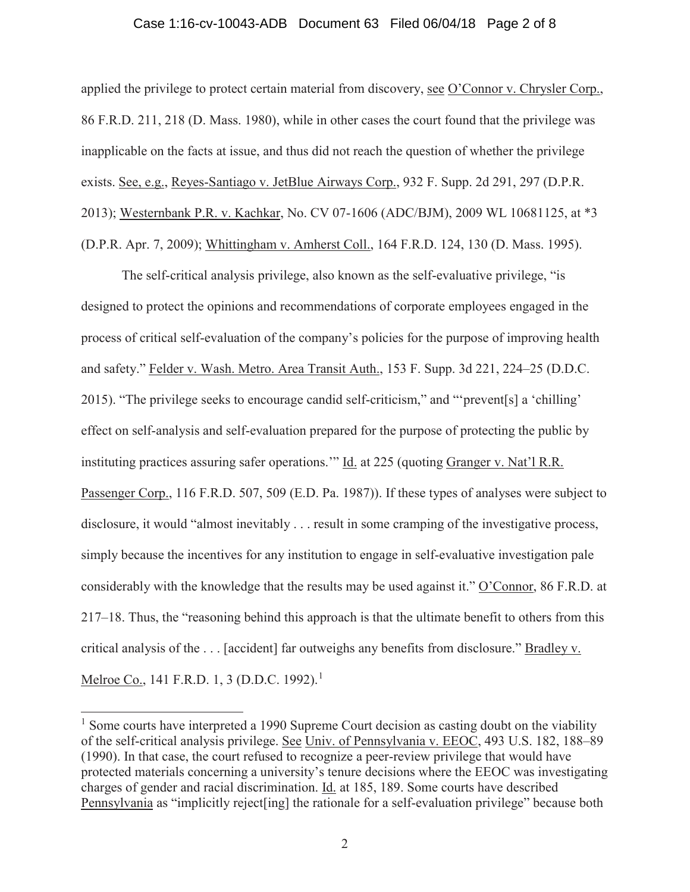applied the privilege to protect certain material from discovery, see O'Connor v. Chrysler Corp., 86 F.R.D. 211, 218 (D. Mass. 1980), while in other cases the court found that the privilege was inapplicable on the facts at issue, and thus did not reach the question of whether the privilege exists. See, e.g., Reyes-Santiago v. JetBlue Airways Corp., 932 F. Supp. 2d 291, 297 (D.P.R. 2013); Westernbank P.R. v. Kachkar, No. CV 07-1606 (ADC/BJM), 2009 WL 10681125, at *3 (D.P.R. Apr. 7, 2009); Whittingham v. Amherst Coll., 164 F.R.D. 124, 130 (D. Mass. 1995).

The self-critical analysis privilege, also known as the self-evaluative privilege, "is designed to protect the opinions and recommendations of corporate employees engaged in the process of critical self-evaluation of the company's policies for the purpose of improving health and safety." Felder v. Wash. Metro. Area Transit Auth., 153 F. Supp. 3d 221, 224–25 (D.D.C. 2015). "The privilege seeks to encourage candid self-criticism," and "'prevent[s] a 'chilling' effect on self-analysis and self-evaluation prepared for the purpose of protecting the public by instituting practices assuring safer operations.'" Id. at 225 (quoting Granger v. Nat'l R.R. Passenger Corp., 116 F.R.D. 507, 509 (E.D. Pa. 1987)). If these types of analyses were subject to disclosure, it would "almost inevitably . . . result in some cramping of the investigative process, simply because the incentives for any institution to engage in self-evaluative investigation pale considerably with the knowledge that the results may be used against it." O'Connor, 86 F.R.D. at 217–18. Thus, the "reasoning behind this approach is that the ultimate benefit to others from this critical analysis of the . . . [accident] far outweighs any benefits from disclosure." Bradley v. Melroe Co., 141 F.R.D. 1, 3 (D.D.C. 1992).[1]

---

[1] Some courts have interpreted a 1990 Supreme Court decision as casting doubt on the viability of the self-critical analysis privilege. See Univ. of Pennsylvania v. EEOC, 493 U.S. 182, 188–89 (1990). In that case, the court refused to recognize a peer-review privilege that would have protected materials concerning a university's tenure decisions where the EEOC was investigating charges of gender and racial discrimination. Id. at 185, 189. Some courts have described Pennsylvania as "implicitly reject[ing] the rationale for a self-evaluation privilege" because both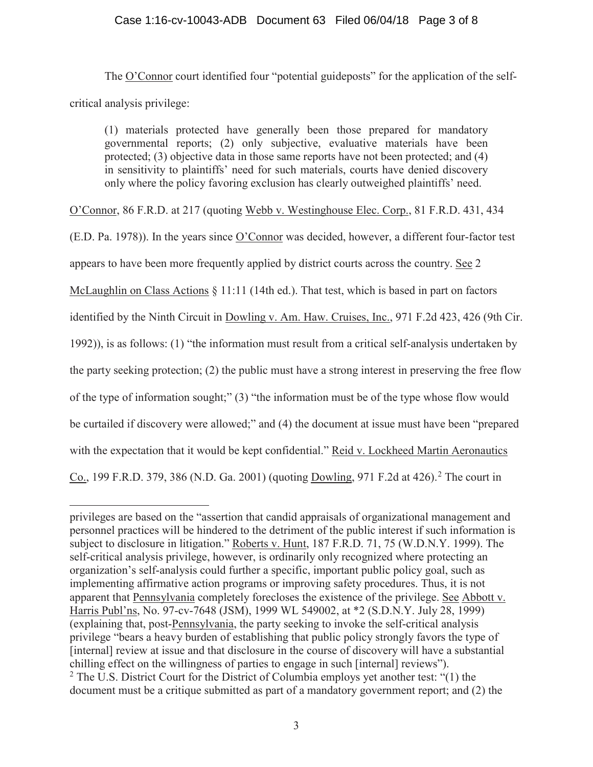The O'Connor court identified four "potential guideposts" for the application of the self-critical analysis privilege:

> (1) materials protected have generally been those prepared for mandatory governmental reports; (2) only subjective, evaluative materials have been protected; (3) objective data in those same reports have not been protected; and (4) in sensitivity to plaintiffs' need for such materials, courts have denied discovery only where the policy favoring exclusion has clearly outweighed plaintiffs' need.

O'Connor, 86 F.R.D. at 217 (quoting Webb v. Westinghouse Elec. Corp., 81 F.R.D. 431, 434 (E.D. Pa. 1978)). In the years since O'Connor was decided, however, a different four-factor test appears to have been more frequently applied by district courts across the country. See 2 McLaughlin on Class Actions § 11:11 (14th ed.). That test, which is based in part on factors identified by the Ninth Circuit in Dowling v. Am. Haw. Cruises, Inc., 971 F.2d 423, 426 (9th Cir. 1992)), is as follows: (1) "the information must result from a critical self-analysis undertaken by the party seeking protection; (2) the public must have a strong interest in preserving the free flow of the type of information sought;" (3) "the information must be of the type whose flow would be curtailed if discovery were allowed;" and (4) the document at issue must have been "prepared with the expectation that it would be kept confidential." Reid v. Lockheed Martin Aeronautics Co., 199 F.R.D. 379, 386 (N.D. Ga. 2001) (quoting Dowling, 971 F.2d at 426).[2] The court in

---

privileges are based on the "assertion that candid appraisals of organizational management and personnel practices will be hindered to the detriment of the public interest if such information is subject to disclosure in litigation." Roberts v. Hunt, 187 F.R.D. 71, 75 (W.D.N.Y. 1999). The self-critical analysis privilege, however, is ordinarily only recognized where protecting an organization's self-analysis could further a specific, important public policy goal, such as implementing affirmative action programs or improving safety procedures. Thus, it is not apparent that Pennsylvania completely forecloses the existence of the privilege. See Abbott v. Harris Publ'ns, No. 97-cv-7648 (JSM), 1999 WL 549002, at *2 (S.D.N.Y. July 28, 1999) (explaining that, post-Pennsylvania, the party seeking to invoke the self-critical analysis privilege "bears a heavy burden of establishing that public policy strongly favors the type of [internal] review at issue and that disclosure in the course of discovery will have a substantial chilling effect on the willingness of parties to engage in such [internal] reviews").

[2] The U.S. District Court for the District of Columbia employs yet another test: "(1) the document must be a critique submitted as part of a mandatory government report; and (2) the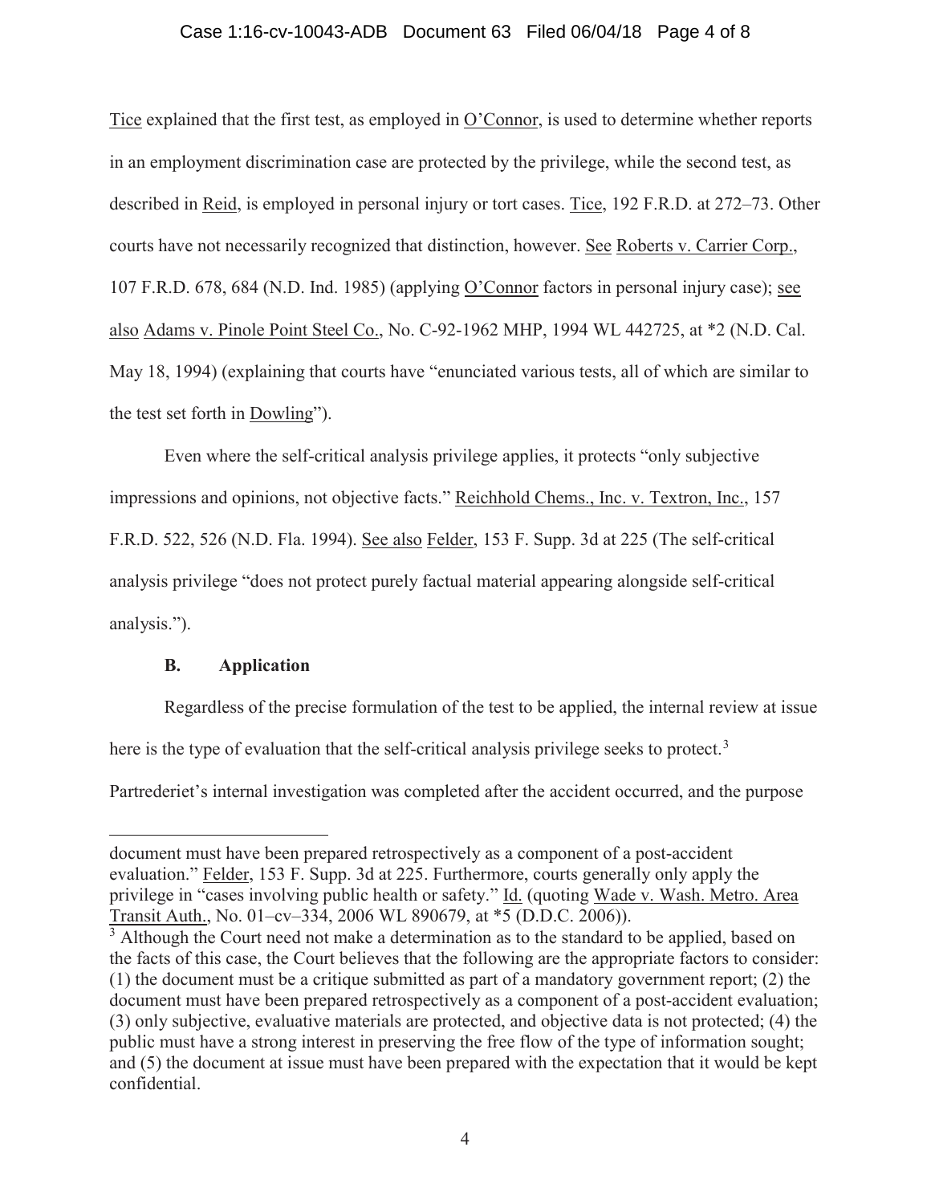Tice explained that the first test, as employed in O'Connor, is used to determine whether reports in an employment discrimination case are protected by the privilege, while the second test, as described in Reid, is employed in personal injury or tort cases. Tice, 192 F.R.D. at 272–73. Other courts have not necessarily recognized that distinction, however. See Roberts v. Carrier Corp., 107 F.R.D. 678, 684 (N.D. Ind. 1985) (applying O'Connor factors in personal injury case); see also Adams v. Pinole Point Steel Co., No. C-92-1962 MHP, 1994 WL 442725, at *2 (N.D. Cal. May 18, 1994) (explaining that courts have "enunciated various tests, all of which are similar to the test set forth in Dowling").

Even where the self-critical analysis privilege applies, it protects "only subjective impressions and opinions, not objective facts." Reichhold Chems., Inc. v. Textron, Inc., 157 F.R.D. 522, 526 (N.D. Fla. 1994). See also Felder, 153 F. Supp. 3d at 225 (The self-critical analysis privilege "does not protect purely factual material appearing alongside self-critical analysis.").

### B. Application

Regardless of the precise formulation of the test to be applied, the internal review at issue here is the type of evaluation that the self-critical analysis privilege seeks to protect.[3] Partrederiet's internal investigation was completed after the accident occurred, and the purpose

---

document must have been prepared retrospectively as a component of a post-accident evaluation." Felder, 153 F. Supp. 3d at 225. Furthermore, courts generally only apply the privilege in "cases involving public health or safety." Id. (quoting Wade v. Wash. Metro. Area Transit Auth., No. 01–cv–334, 2006 WL 890679, at *5 (D.D.C. 2006)).

[3] Although the Court need not make a determination as to the standard to be applied, based on the facts of this case, the Court believes that the following are the appropriate factors to consider: (1) the document must be a critique submitted as part of a mandatory government report; (2) the document must have been prepared retrospectively as a component of a post-accident evaluation; (3) only subjective, evaluative materials are protected, and objective data is not protected; (4) the public must have a strong interest in preserving the free flow of the type of information sought; and (5) the document at issue must have been prepared with the expectation that it would be kept confidential.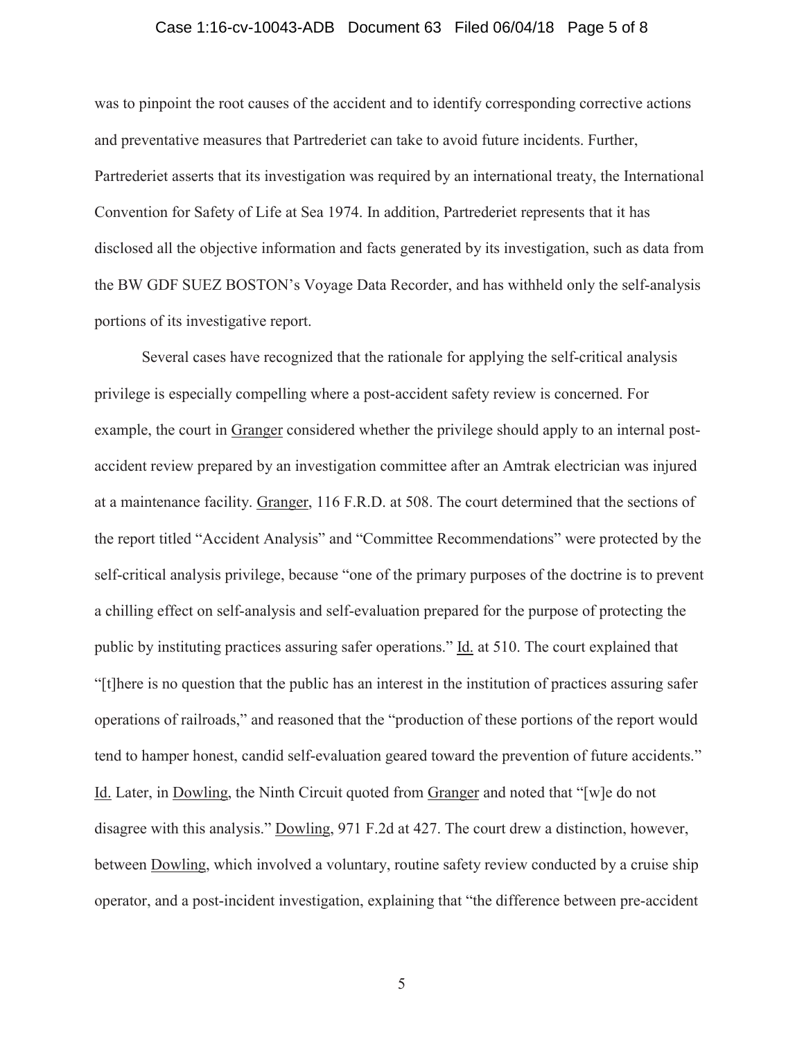was to pinpoint the root causes of the accident and to identify corresponding corrective actions and preventative measures that Partrederiet can take to avoid future incidents. Further, Partrederiet asserts that its investigation was required by an international treaty, the International Convention for Safety of Life at Sea 1974. In addition, Partrederiet represents that it has disclosed all the objective information and facts generated by its investigation, such as data from the BW GDF SUEZ BOSTON's Voyage Data Recorder, and has withheld only the self-analysis portions of its investigative report.

Several cases have recognized that the rationale for applying the self-critical analysis privilege is especially compelling where a post-accident safety review is concerned. For example, the court in Granger considered whether the privilege should apply to an internal post-accident review prepared by an investigation committee after an Amtrak electrician was injured at a maintenance facility. Granger, 116 F.R.D. at 508. The court determined that the sections of the report titled "Accident Analysis" and "Committee Recommendations" were protected by the self-critical analysis privilege, because "one of the primary purposes of the doctrine is to prevent a chilling effect on self-analysis and self-evaluation prepared for the purpose of protecting the public by instituting practices assuring safer operations." Id. at 510. The court explained that "[t]here is no question that the public has an interest in the institution of practices assuring safer operations of railroads," and reasoned that the "production of these portions of the report would tend to hamper honest, candid self-evaluation geared toward the prevention of future accidents." Id. Later, in Dowling, the Ninth Circuit quoted from Granger and noted that "[w]e do not disagree with this analysis." Dowling, 971 F.2d at 427. The court drew a distinction, however, between Dowling, which involved a voluntary, routine safety review conducted by a cruise ship operator, and a post-incident investigation, explaining that "the difference between pre-accident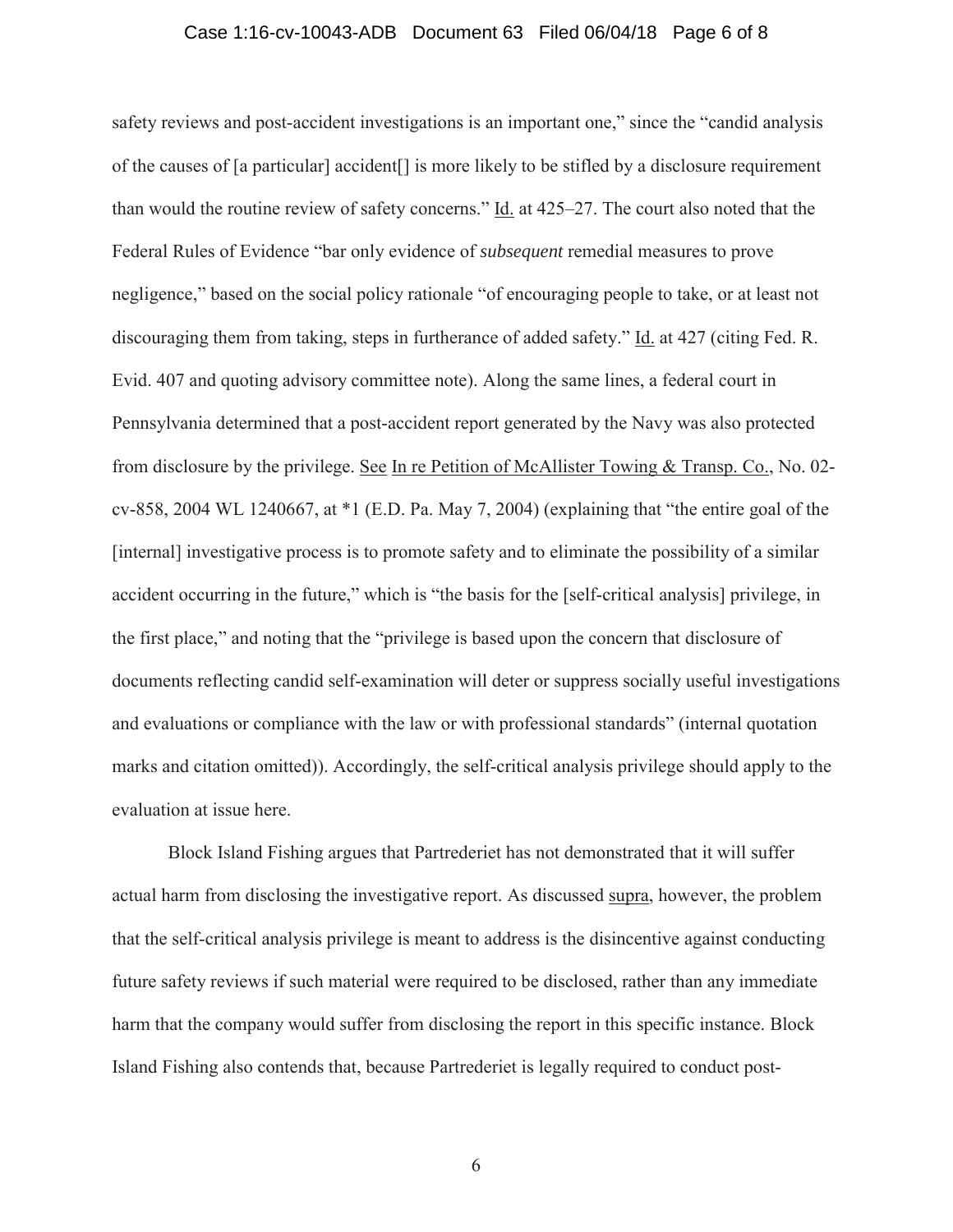safety reviews and post-accident investigations is an important one," since the "candid analysis of the causes of [a particular] accident[] is more likely to be stifled by a disclosure requirement than would the routine review of safety concerns." Id. at 425–27. The court also noted that the Federal Rules of Evidence "bar only evidence of *subsequent* remedial measures to prove negligence," based on the social policy rationale "of encouraging people to take, or at least not discouraging them from taking, steps in furtherance of added safety." Id. at 427 (citing Fed. R. Evid. 407 and quoting advisory committee note). Along the same lines, a federal court in Pennsylvania determined that a post-accident report generated by the Navy was also protected from disclosure by the privilege. See In re Petition of McAllister Towing & Transp. Co., No. 02-cv-858, 2004 WL 1240667, at *1 (E.D. Pa. May 7, 2004) (explaining that "the entire goal of the [internal] investigative process is to promote safety and to eliminate the possibility of a similar accident occurring in the future," which is "the basis for the [self-critical analysis] privilege, in the first place," and noting that the "privilege is based upon the concern that disclosure of documents reflecting candid self-examination will deter or suppress socially useful investigations and evaluations or compliance with the law or with professional standards" (internal quotation marks and citation omitted)). Accordingly, the self-critical analysis privilege should apply to the evaluation at issue here.

Block Island Fishing argues that Partrederiet has not demonstrated that it will suffer actual harm from disclosing the investigative report. As discussed supra, however, the problem that the self-critical analysis privilege is meant to address is the disincentive against conducting future safety reviews if such material were required to be disclosed, rather than any immediate harm that the company would suffer from disclosing the report in this specific instance. Block Island Fishing also contends that, because Partrederiet is legally required to conduct post-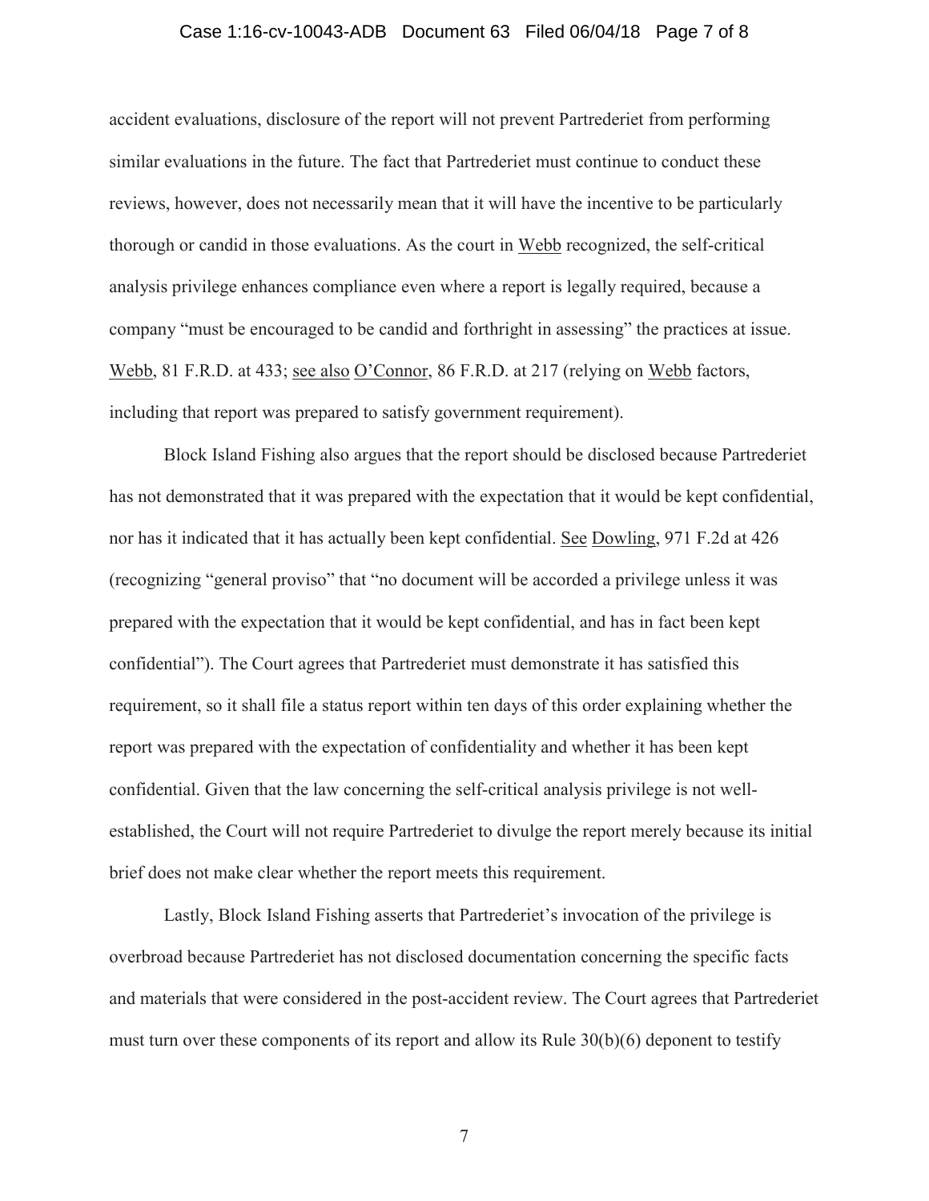accident evaluations, disclosure of the report will not prevent Partrederiet from performing similar evaluations in the future. The fact that Partrederiet must continue to conduct these reviews, however, does not necessarily mean that it will have the incentive to be particularly thorough or candid in those evaluations. As the court in Webb recognized, the self-critical analysis privilege enhances compliance even where a report is legally required, because a company "must be encouraged to be candid and forthright in assessing" the practices at issue. Webb, 81 F.R.D. at 433; see also O'Connor, 86 F.R.D. at 217 (relying on Webb factors, including that report was prepared to satisfy government requirement).

Block Island Fishing also argues that the report should be disclosed because Partrederiet has not demonstrated that it was prepared with the expectation that it would be kept confidential, nor has it indicated that it has actually been kept confidential. See Dowling, 971 F.2d at 426 (recognizing "general proviso" that "no document will be accorded a privilege unless it was prepared with the expectation that it would be kept confidential, and has in fact been kept confidential"). The Court agrees that Partrederiet must demonstrate it has satisfied this requirement, so it shall file a status report within ten days of this order explaining whether the report was prepared with the expectation of confidentiality and whether it has been kept confidential. Given that the law concerning the self-critical analysis privilege is not well-established, the Court will not require Partrederiet to divulge the report merely because its initial brief does not make clear whether the report meets this requirement.

Lastly, Block Island Fishing asserts that Partrederiet's invocation of the privilege is overbroad because Partrederiet has not disclosed documentation concerning the specific facts and materials that were considered in the post-accident review. The Court agrees that Partrederiet must turn over these components of its report and allow its Rule 30(b)(6) deponent to testify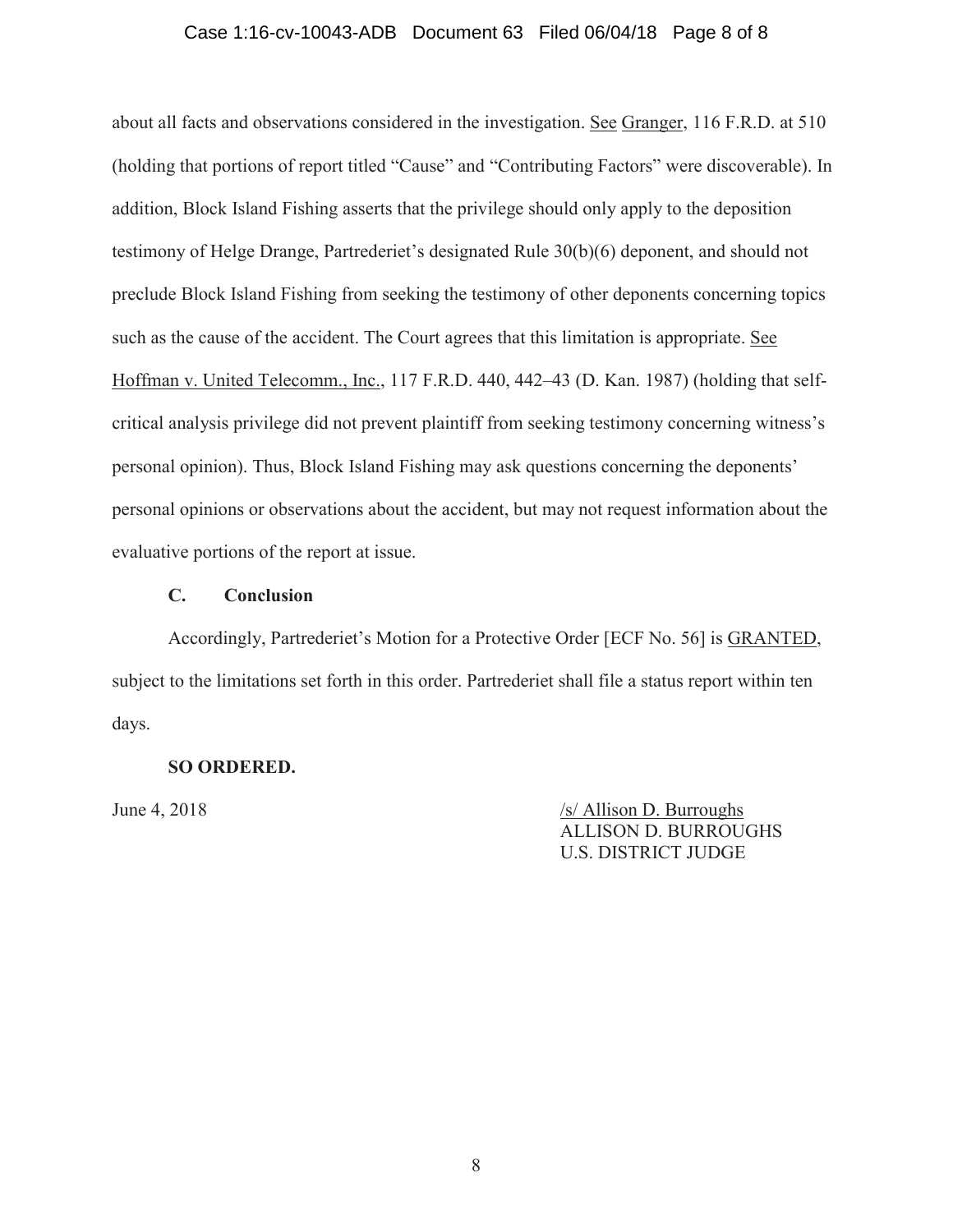about all facts and observations considered in the investigation. See Granger, 116 F.R.D. at 510 (holding that portions of report titled "Cause" and "Contributing Factors" were discoverable). In addition, Block Island Fishing asserts that the privilege should only apply to the deposition testimony of Helge Drange, Partrederiet's designated Rule 30(b)(6) deponent, and should not preclude Block Island Fishing from seeking the testimony of other deponents concerning topics such as the cause of the accident. The Court agrees that this limitation is appropriate. See Hoffman v. United Telecomm., Inc., 117 F.R.D. 440, 442–43 (D. Kan. 1987) (holding that self-critical analysis privilege did not prevent plaintiff from seeking testimony concerning witness's personal opinion). Thus, Block Island Fishing may ask questions concerning the deponents' personal opinions or observations about the accident, but may not request information about the evaluative portions of the report at issue.

### C. Conclusion

Accordingly, Partrederiet's Motion for a Protective Order [ECF No. 56] is GRANTED, subject to the limitations set forth in this order. Partrederiet shall file a status report within ten days.

**SO ORDERED.**

June 4, 2018

/s/ Allison D. Burroughs
ALLISON D. BURROUGHS
U.S. DISTRICT JUDGE